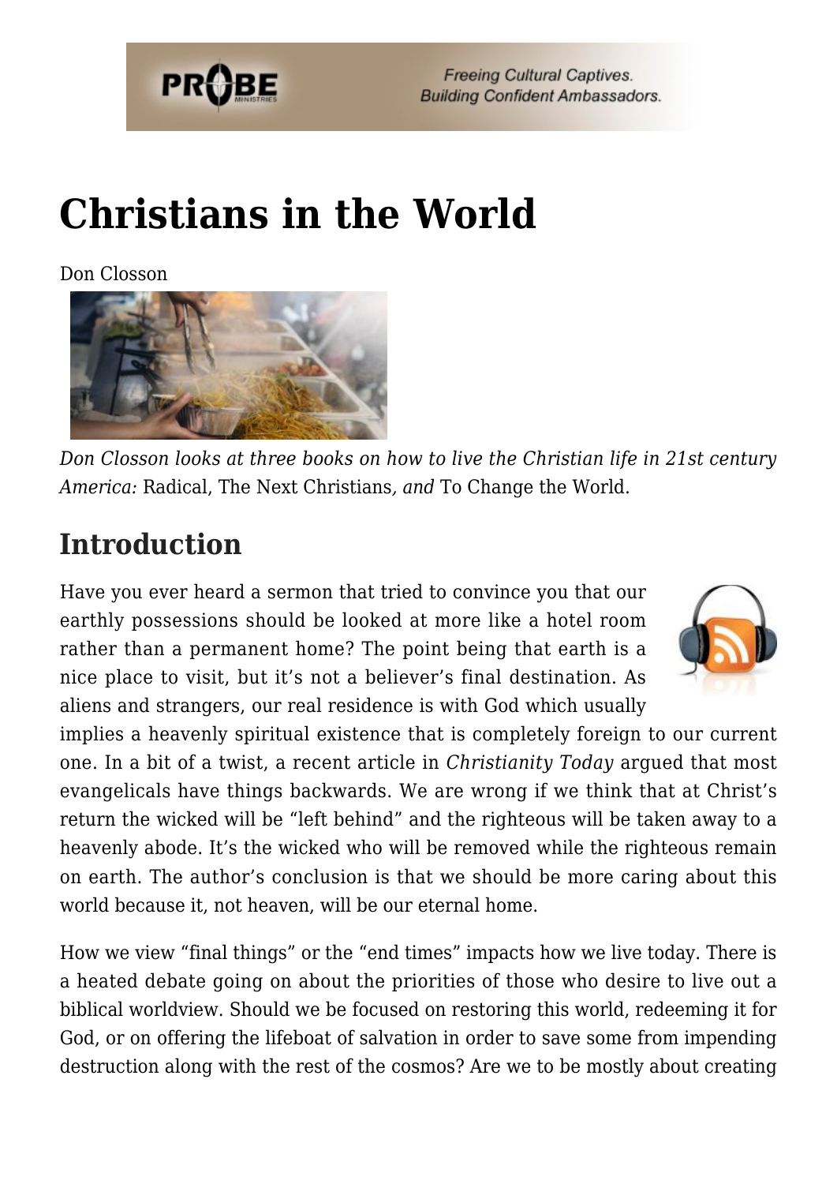# Christians in the World

Don Closson

*Don Closson looks at three books on how to live the Christian life in 21st century America:* Radical, The Next Christians*, and* To Change the World.

## Introduction

Have you ever heard a sermon that tried to convince you that our earthly possessions should be looked at more like a hotel room rather than a permanent home? The point being that earth is a nice place to visit, but it's not a believer's final destination. As aliens and strangers, our real residence is with God which usually implies a heavenly spiritual existence that is completely foreign to our current one. In a bit of a twist, a recent article in *Christianity Today* argued that most evangelicals have things backwards. We are wrong if we think that at Christ's return the wicked will be "left behind" and the righteous will be taken away to a heavenly abode. It's the wicked who will be removed while the righteous remain on earth. The author's conclusion is that we should be more caring about this world because it, not heaven, will be our eternal home.

How we view "final things" or the "end times" impacts how we live today. There is a heated debate going on about the priorities of those who desire to live out a biblical worldview. Should we be focused on restoring this world, redeeming it for God, or on offering the lifeboat of salvation in order to save some from impending destruction along with the rest of the cosmos? Are we to be mostly about creating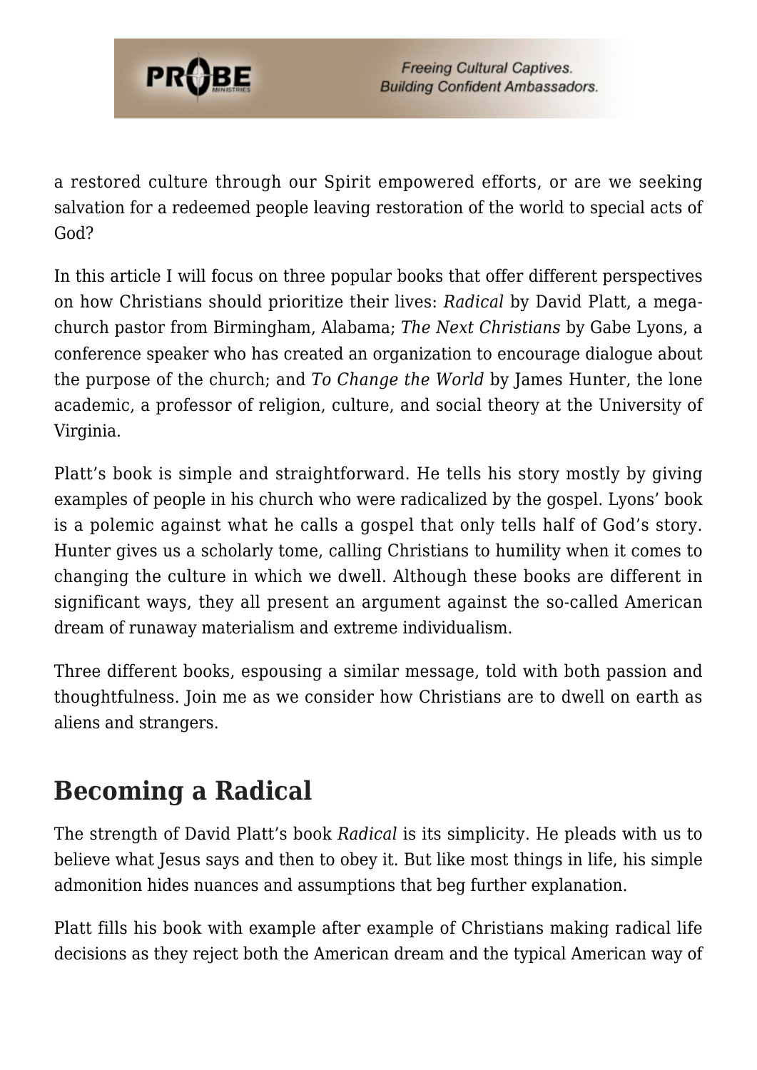a restored culture through our Spirit empowered efforts, or are we seeking salvation for a redeemed people leaving restoration of the world to special acts of God?

In this article I will focus on three popular books that offer different perspectives on how Christians should prioritize their lives: *Radical* by David Platt, a mega-church pastor from Birmingham, Alabama; *The Next Christians* by Gabe Lyons, a conference speaker who has created an organization to encourage dialogue about the purpose of the church; and *To Change the World* by James Hunter, the lone academic, a professor of religion, culture, and social theory at the University of Virginia.

Platt's book is simple and straightforward. He tells his story mostly by giving examples of people in his church who were radicalized by the gospel. Lyons' book is a polemic against what he calls a gospel that only tells half of God's story. Hunter gives us a scholarly tome, calling Christians to humility when it comes to changing the culture in which we dwell. Although these books are different in significant ways, they all present an argument against the so-called American dream of runaway materialism and extreme individualism.

Three different books, espousing a similar message, told with both passion and thoughtfulness. Join me as we consider how Christians are to dwell on earth as aliens and strangers.

## Becoming a Radical

The strength of David Platt's book *Radical* is its simplicity. He pleads with us to believe what Jesus says and then to obey it. But like most things in life, his simple admonition hides nuances and assumptions that beg further explanation.

Platt fills his book with example after example of Christians making radical life decisions as they reject both the American dream and the typical American way of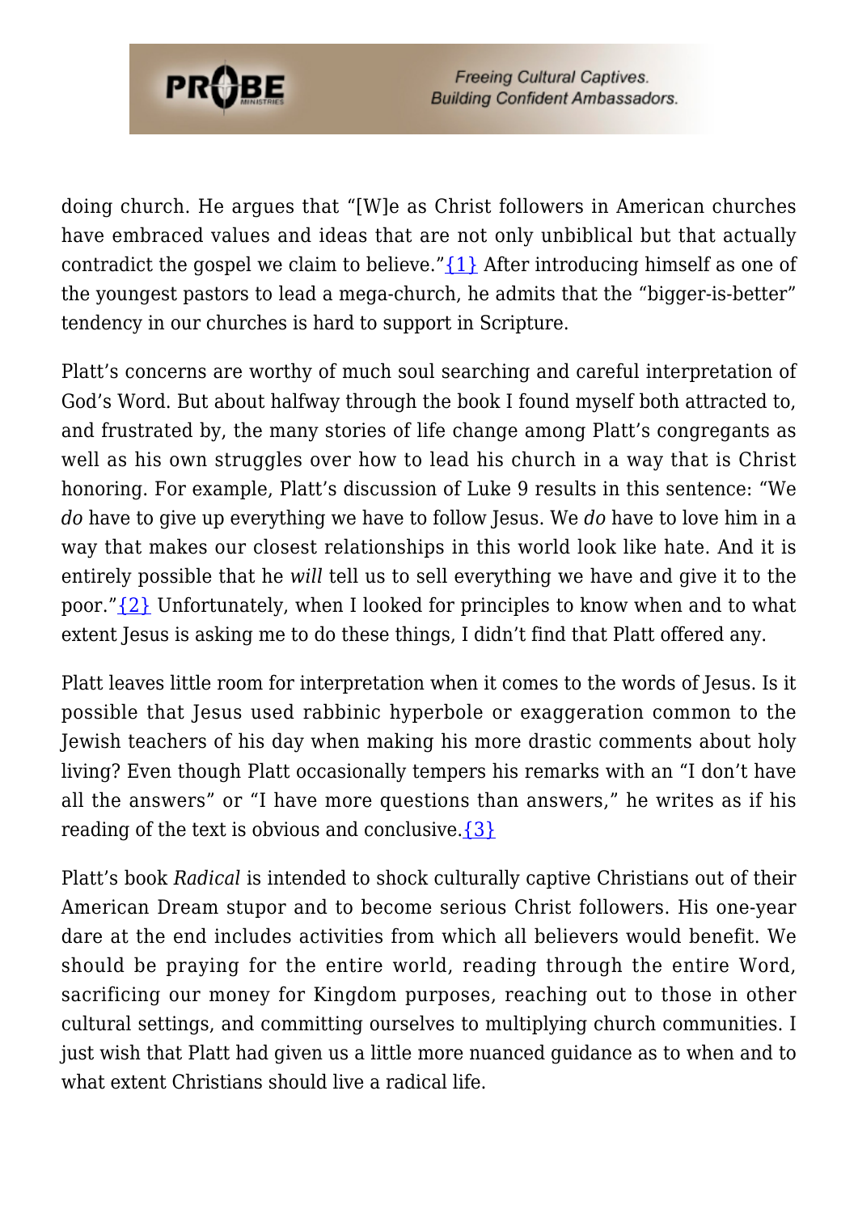doing church. He argues that "[W]e as Christ followers in American churches have embraced values and ideas that are not only unbiblical but that actually contradict the gospel we claim to believe."{1} After introducing himself as one of the youngest pastors to lead a mega-church, he admits that the "bigger-is-better" tendency in our churches is hard to support in Scripture.

Platt's concerns are worthy of much soul searching and careful interpretation of God's Word. But about halfway through the book I found myself both attracted to, and frustrated by, the many stories of life change among Platt's congregants as well as his own struggles over how to lead his church in a way that is Christ honoring. For example, Platt's discussion of Luke 9 results in this sentence: "We *do* have to give up everything we have to follow Jesus. We *do* have to love him in a way that makes our closest relationships in this world look like hate. And it is entirely possible that he *will* tell us to sell everything we have and give it to the poor."{2} Unfortunately, when I looked for principles to know when and to what extent Jesus is asking me to do these things, I didn't find that Platt offered any.

Platt leaves little room for interpretation when it comes to the words of Jesus. Is it possible that Jesus used rabbinic hyperbole or exaggeration common to the Jewish teachers of his day when making his more drastic comments about holy living? Even though Platt occasionally tempers his remarks with an "I don't have all the answers" or "I have more questions than answers," he writes as if his reading of the text is obvious and conclusive.{3}

Platt's book *Radical* is intended to shock culturally captive Christians out of their American Dream stupor and to become serious Christ followers. His one-year dare at the end includes activities from which all believers would benefit. We should be praying for the entire world, reading through the entire Word, sacrificing our money for Kingdom purposes, reaching out to those in other cultural settings, and committing ourselves to multiplying church communities. I just wish that Platt had given us a little more nuanced guidance as to when and to what extent Christians should live a radical life.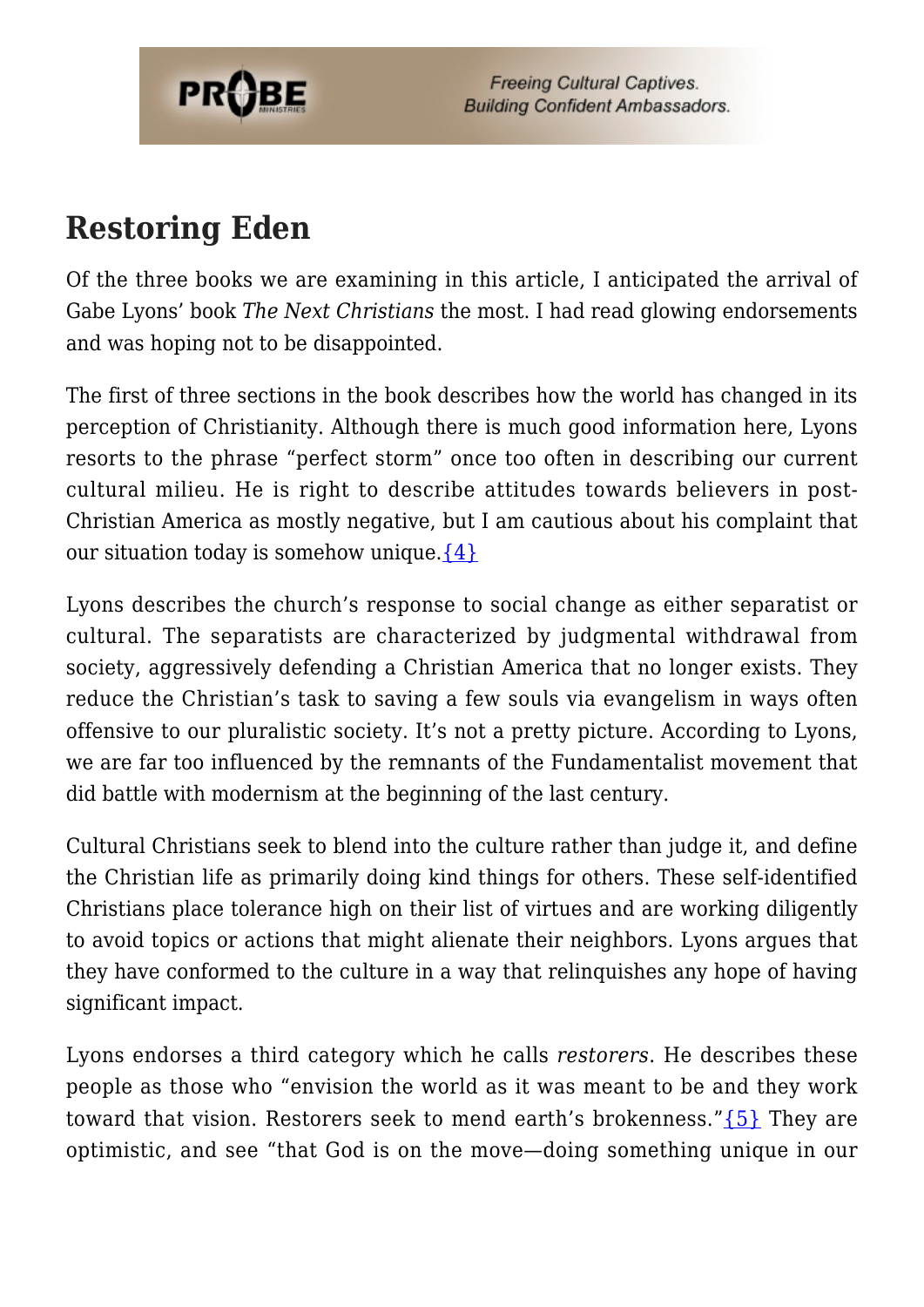## Restoring Eden

Of the three books we are examining in this article, I anticipated the arrival of Gabe Lyons' book *The Next Christians* the most. I had read glowing endorsements and was hoping not to be disappointed.

The first of three sections in the book describes how the world has changed in its perception of Christianity. Although there is much good information here, Lyons resorts to the phrase "perfect storm" once too often in describing our current cultural milieu. He is right to describe attitudes towards believers in post-Christian America as mostly negative, but I am cautious about his complaint that our situation today is somehow unique.{4}

Lyons describes the church's response to social change as either separatist or cultural. The separatists are characterized by judgmental withdrawal from society, aggressively defending a Christian America that no longer exists. They reduce the Christian's task to saving a few souls via evangelism in ways often offensive to our pluralistic society. It's not a pretty picture. According to Lyons, we are far too influenced by the remnants of the Fundamentalist movement that did battle with modernism at the beginning of the last century.

Cultural Christians seek to blend into the culture rather than judge it, and define the Christian life as primarily doing kind things for others. These self-identified Christians place tolerance high on their list of virtues and are working diligently to avoid topics or actions that might alienate their neighbors. Lyons argues that they have conformed to the culture in a way that relinquishes any hope of having significant impact.

Lyons endorses a third category which he calls *restorers*. He describes these people as those who "envision the world as it was meant to be and they work toward that vision. Restorers seek to mend earth's brokenness."{5} They are optimistic, and see "that God is on the move—doing something unique in our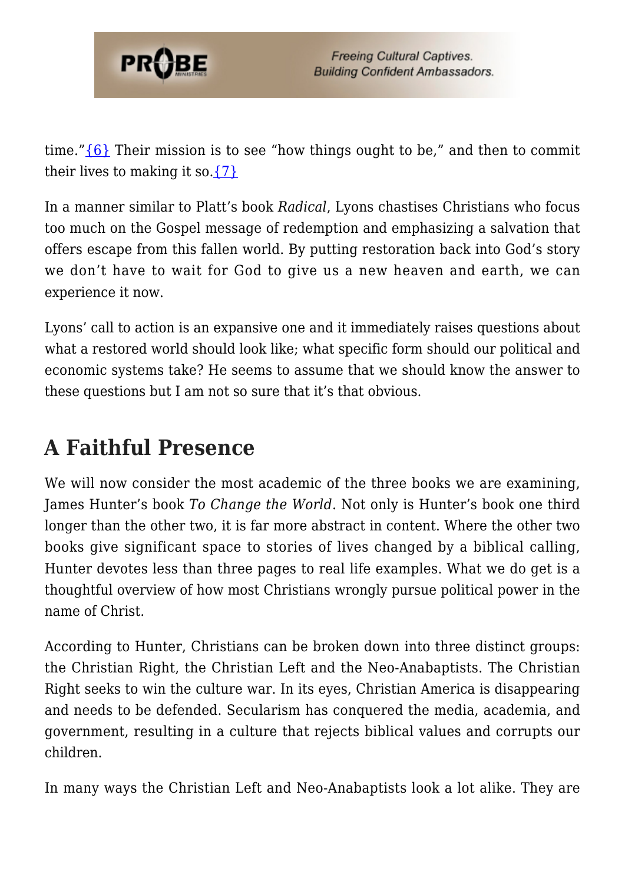time."{6} Their mission is to see "how things ought to be," and then to commit their lives to making it so.{7}

In a manner similar to Platt's book *Radical*, Lyons chastises Christians who focus too much on the Gospel message of redemption and emphasizing a salvation that offers escape from this fallen world. By putting restoration back into God's story we don't have to wait for God to give us a new heaven and earth, we can experience it now.

Lyons' call to action is an expansive one and it immediately raises questions about what a restored world should look like; what specific form should our political and economic systems take? He seems to assume that we should know the answer to these questions but I am not so sure that it's that obvious.

## A Faithful Presence

We will now consider the most academic of the three books we are examining, James Hunter's book *To Change the World*. Not only is Hunter's book one third longer than the other two, it is far more abstract in content. Where the other two books give significant space to stories of lives changed by a biblical calling, Hunter devotes less than three pages to real life examples. What we do get is a thoughtful overview of how most Christians wrongly pursue political power in the name of Christ.

According to Hunter, Christians can be broken down into three distinct groups: the Christian Right, the Christian Left and the Neo-Anabaptists. The Christian Right seeks to win the culture war. In its eyes, Christian America is disappearing and needs to be defended. Secularism has conquered the media, academia, and government, resulting in a culture that rejects biblical values and corrupts our children.

In many ways the Christian Left and Neo-Anabaptists look a lot alike. They are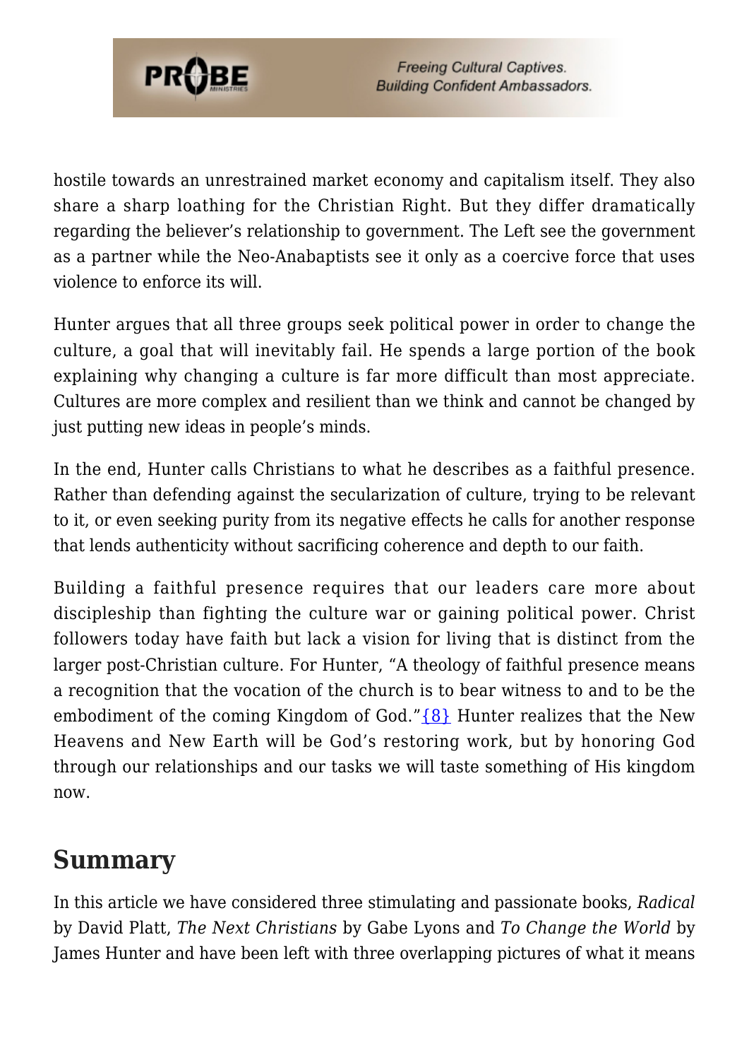hostile towards an unrestrained market economy and capitalism itself. They also share a sharp loathing for the Christian Right. But they differ dramatically regarding the believer's relationship to government. The Left see the government as a partner while the Neo-Anabaptists see it only as a coercive force that uses violence to enforce its will.

Hunter argues that all three groups seek political power in order to change the culture, a goal that will inevitably fail. He spends a large portion of the book explaining why changing a culture is far more difficult than most appreciate. Cultures are more complex and resilient than we think and cannot be changed by just putting new ideas in people's minds.

In the end, Hunter calls Christians to what he describes as a faithful presence. Rather than defending against the secularization of culture, trying to be relevant to it, or even seeking purity from its negative effects he calls for another response that lends authenticity without sacrificing coherence and depth to our faith.

Building a faithful presence requires that our leaders care more about discipleship than fighting the culture war or gaining political power. Christ followers today have faith but lack a vision for living that is distinct from the larger post-Christian culture. For Hunter, "A theology of faithful presence means a recognition that the vocation of the church is to bear witness to and to be the embodiment of the coming Kingdom of God."{8} Hunter realizes that the New Heavens and New Earth will be God's restoring work, but by honoring God through our relationships and our tasks we will taste something of His kingdom now.

## Summary

In this article we have considered three stimulating and passionate books, *Radical* by David Platt, *The Next Christians* by Gabe Lyons and *To Change the World* by James Hunter and have been left with three overlapping pictures of what it means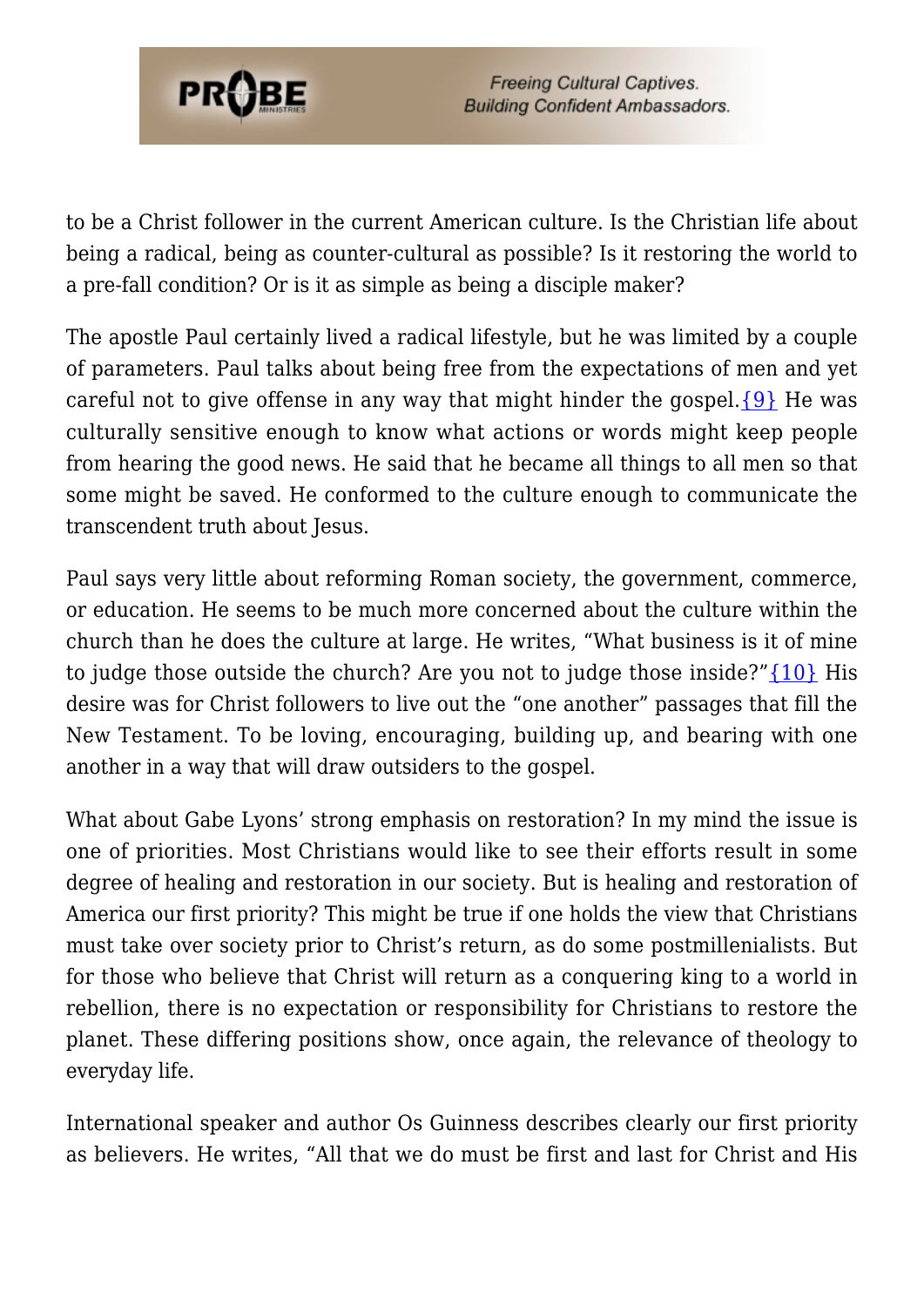to be a Christ follower in the current American culture. Is the Christian life about being a radical, being as counter-cultural as possible? Is it restoring the world to a pre-fall condition? Or is it as simple as being a disciple maker?

The apostle Paul certainly lived a radical lifestyle, but he was limited by a couple of parameters. Paul talks about being free from the expectations of men and yet careful not to give offense in any way that might hinder the gospel.{9} He was culturally sensitive enough to know what actions or words might keep people from hearing the good news. He said that he became all things to all men so that some might be saved. He conformed to the culture enough to communicate the transcendent truth about Jesus.

Paul says very little about reforming Roman society, the government, commerce, or education. He seems to be much more concerned about the culture within the church than he does the culture at large. He writes, "What business is it of mine to judge those outside the church? Are you not to judge those inside?"{10} His desire was for Christ followers to live out the "one another" passages that fill the New Testament. To be loving, encouraging, building up, and bearing with one another in a way that will draw outsiders to the gospel.

What about Gabe Lyons' strong emphasis on restoration? In my mind the issue is one of priorities. Most Christians would like to see their efforts result in some degree of healing and restoration in our society. But is healing and restoration of America our first priority? This might be true if one holds the view that Christians must take over society prior to Christ's return, as do some postmillenialists. But for those who believe that Christ will return as a conquering king to a world in rebellion, there is no expectation or responsibility for Christians to restore the planet. These differing positions show, once again, the relevance of theology to everyday life.

International speaker and author Os Guinness describes clearly our first priority as believers. He writes, "All that we do must be first and last for Christ and His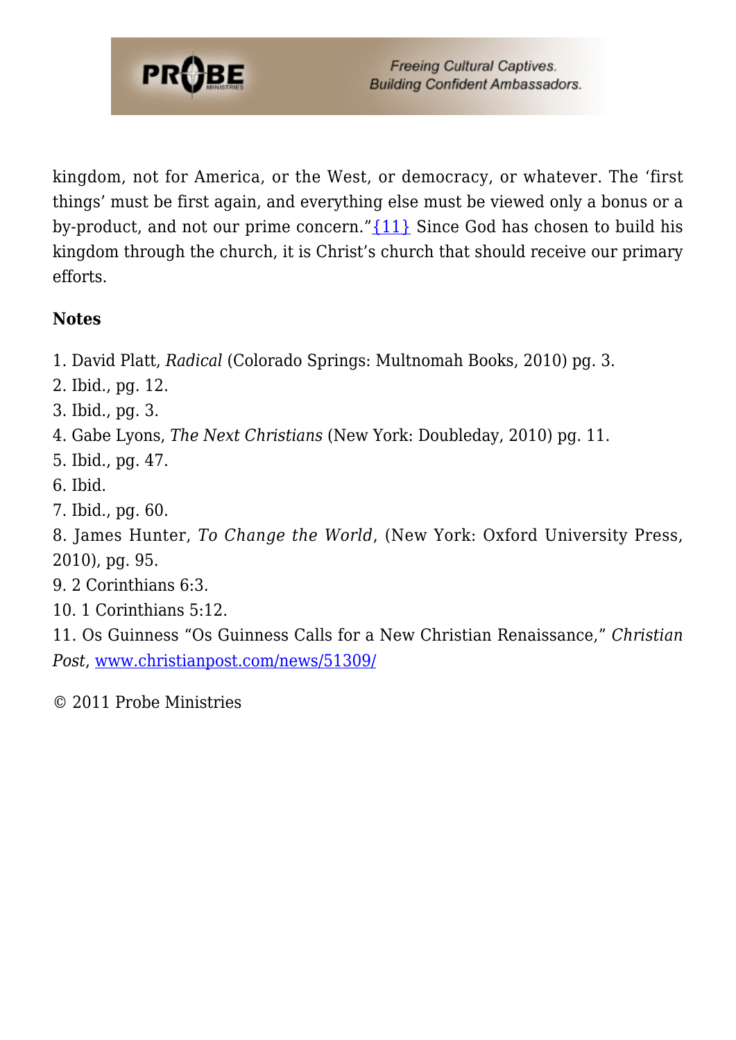kingdom, not for America, or the West, or democracy, or whatever. The 'first things' must be first again, and everything else must be viewed only a bonus or a by-product, and not our prime concern."{11} Since God has chosen to build his kingdom through the church, it is Christ's church that should receive our primary efforts.

**Notes**

1. David Platt, *Radical* (Colorado Springs: Multnomah Books, 2010) pg. 3.
2. Ibid., pg. 12.
3. Ibid., pg. 3.
4. Gabe Lyons, *The Next Christians* (New York: Doubleday, 2010) pg. 11.
5. Ibid., pg. 47.
6. Ibid.
7. Ibid., pg. 60.
8. James Hunter, *To Change the World*, (New York: Oxford University Press, 2010), pg. 95.
9. 2 Corinthians 6:3.
10. 1 Corinthians 5:12.
11. Os Guinness "Os Guinness Calls for a New Christian Renaissance," *Christian Post*, www.christianpost.com/news/51309/

© 2011 Probe Ministries